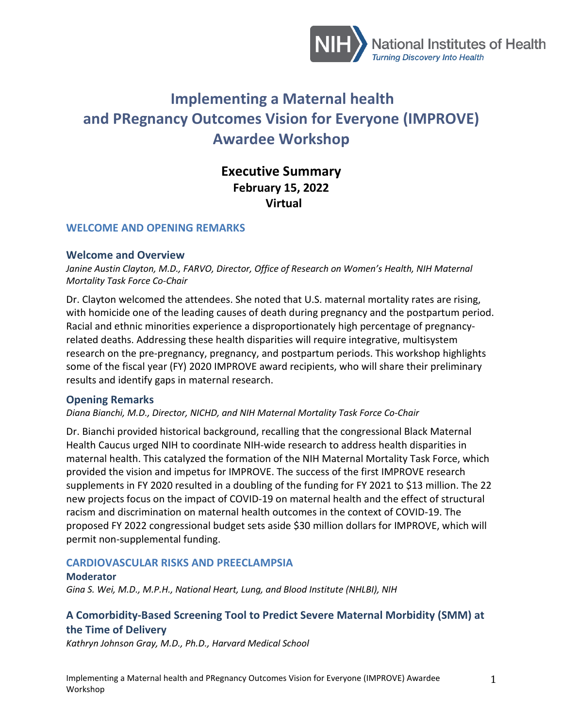# Implementing a Maternal health and PRegnancy Outcomes Vision for Everyone (IMPROVE) Awardee Workshop

## Executive Summary
**February 15, 2022**
**Virtual**

## WELCOME AND OPENING REMARKS

### Welcome and Overview

*Janine Austin Clayton, M.D., FARVO, Director, Office of Research on Women's Health, NIH Maternal Mortality Task Force Co-Chair*

Dr. Clayton welcomed the attendees. She noted that U.S. maternal mortality rates are rising, with homicide one of the leading causes of death during pregnancy and the postpartum period. Racial and ethnic minorities experience a disproportionately high percentage of pregnancy-related deaths. Addressing these health disparities will require integrative, multisystem research on the pre-pregnancy, pregnancy, and postpartum periods. This workshop highlights some of the fiscal year (FY) 2020 IMPROVE award recipients, who will share their preliminary results and identify gaps in maternal research.

### Opening Remarks

*Diana Bianchi, M.D., Director, NICHD, and NIH Maternal Mortality Task Force Co-Chair*

Dr. Bianchi provided historical background, recalling that the congressional Black Maternal Health Caucus urged NIH to coordinate NIH-wide research to address health disparities in maternal health. This catalyzed the formation of the NIH Maternal Mortality Task Force, which provided the vision and impetus for IMPROVE. The success of the first IMPROVE research supplements in FY 2020 resulted in a doubling of the funding for FY 2021 to $13 million. The 22 new projects focus on the impact of COVID-19 on maternal health and the effect of structural racism and discrimination on maternal health outcomes in the context of COVID-19. The proposed FY 2022 congressional budget sets aside $30 million dollars for IMPROVE, which will permit non-supplemental funding.

## CARDIOVASCULAR RISKS AND PREECLAMPSIA

**Moderator**

*Gina S. Wei, M.D., M.P.H., National Heart, Lung, and Blood Institute (NHLBI), NIH*

### A Comorbidity-Based Screening Tool to Predict Severe Maternal Morbidity (SMM) at the Time of Delivery

*Kathryn Johnson Gray, M.D., Ph.D., Harvard Medical School*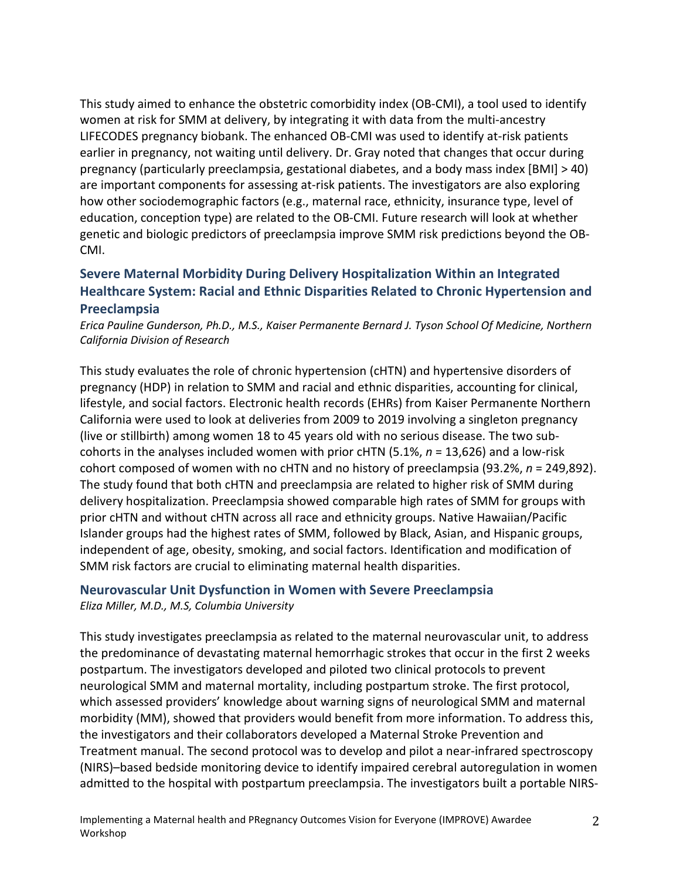This study aimed to enhance the obstetric comorbidity index (OB-CMI), a tool used to identify women at risk for SMM at delivery, by integrating it with data from the multi-ancestry LIFECODES pregnancy biobank. The enhanced OB-CMI was used to identify at-risk patients earlier in pregnancy, not waiting until delivery. Dr. Gray noted that changes that occur during pregnancy (particularly preeclampsia, gestational diabetes, and a body mass index [BMI] > 40) are important components for assessing at-risk patients. The investigators are also exploring how other sociodemographic factors (e.g., maternal race, ethnicity, insurance type, level of education, conception type) are related to the OB-CMI. Future research will look at whether genetic and biologic predictors of preeclampsia improve SMM risk predictions beyond the OB-CMI.

### Severe Maternal Morbidity During Delivery Hospitalization Within an Integrated Healthcare System: Racial and Ethnic Disparities Related to Chronic Hypertension and Preeclampsia

*Erica Pauline Gunderson, Ph.D., M.S., Kaiser Permanente Bernard J. Tyson School Of Medicine, Northern California Division of Research*

This study evaluates the role of chronic hypertension (cHTN) and hypertensive disorders of pregnancy (HDP) in relation to SMM and racial and ethnic disparities, accounting for clinical, lifestyle, and social factors. Electronic health records (EHRs) from Kaiser Permanente Northern California were used to look at deliveries from 2009 to 2019 involving a singleton pregnancy (live or stillbirth) among women 18 to 45 years old with no serious disease. The two sub-cohorts in the analyses included women with prior cHTN (5.1%, *n* = 13,626) and a low-risk cohort composed of women with no cHTN and no history of preeclampsia (93.2%, *n* = 249,892). The study found that both cHTN and preeclampsia are related to higher risk of SMM during delivery hospitalization. Preeclampsia showed comparable high rates of SMM for groups with prior cHTN and without cHTN across all race and ethnicity groups. Native Hawaiian/Pacific Islander groups had the highest rates of SMM, followed by Black, Asian, and Hispanic groups, independent of age, obesity, smoking, and social factors. Identification and modification of SMM risk factors are crucial to eliminating maternal health disparities.

### Neurovascular Unit Dysfunction in Women with Severe Preeclampsia

*Eliza Miller, M.D., M.S, Columbia University*

This study investigates preeclampsia as related to the maternal neurovascular unit, to address the predominance of devastating maternal hemorrhagic strokes that occur in the first 2 weeks postpartum. The investigators developed and piloted two clinical protocols to prevent neurological SMM and maternal mortality, including postpartum stroke. The first protocol, which assessed providers' knowledge about warning signs of neurological SMM and maternal morbidity (MM), showed that providers would benefit from more information. To address this, the investigators and their collaborators developed a Maternal Stroke Prevention and Treatment manual. The second protocol was to develop and pilot a near-infrared spectroscopy (NIRS)–based bedside monitoring device to identify impaired cerebral autoregulation in women admitted to the hospital with postpartum preeclampsia. The investigators built a portable NIRS-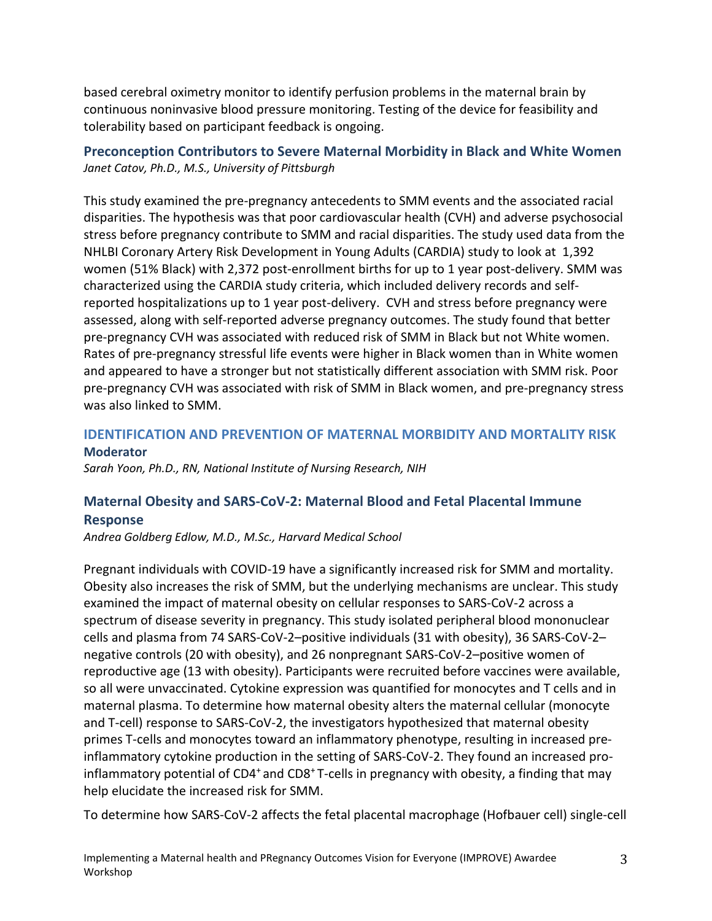based cerebral oximetry monitor to identify perfusion problems in the maternal brain by continuous noninvasive blood pressure monitoring. Testing of the device for feasibility and tolerability based on participant feedback is ongoing.

### Preconception Contributors to Severe Maternal Morbidity in Black and White Women

*Janet Catov, Ph.D., M.S., University of Pittsburgh*

This study examined the pre-pregnancy antecedents to SMM events and the associated racial disparities. The hypothesis was that poor cardiovascular health (CVH) and adverse psychosocial stress before pregnancy contribute to SMM and racial disparities. The study used data from the NHLBI Coronary Artery Risk Development in Young Adults (CARDIA) study to look at 1,392 women (51% Black) with 2,372 post-enrollment births for up to 1 year post-delivery. SMM was characterized using the CARDIA study criteria, which included delivery records and self-reported hospitalizations up to 1 year post-delivery. CVH and stress before pregnancy were assessed, along with self-reported adverse pregnancy outcomes. The study found that better pre-pregnancy CVH was associated with reduced risk of SMM in Black but not White women. Rates of pre-pregnancy stressful life events were higher in Black women than in White women and appeared to have a stronger but not statistically different association with SMM risk. Poor pre-pregnancy CVH was associated with risk of SMM in Black women, and pre-pregnancy stress was also linked to SMM.

## IDENTIFICATION AND PREVENTION OF MATERNAL MORBIDITY AND MORTALITY RISK

**Moderator**

*Sarah Yoon, Ph.D., RN, National Institute of Nursing Research, NIH*

### Maternal Obesity and SARS-CoV-2: Maternal Blood and Fetal Placental Immune Response

*Andrea Goldberg Edlow, M.D., M.Sc., Harvard Medical School*

Pregnant individuals with COVID-19 have a significantly increased risk for SMM and mortality. Obesity also increases the risk of SMM, but the underlying mechanisms are unclear. This study examined the impact of maternal obesity on cellular responses to SARS-CoV-2 across a spectrum of disease severity in pregnancy. This study isolated peripheral blood mononuclear cells and plasma from 74 SARS-CoV-2–positive individuals (31 with obesity), 36 SARS-CoV-2–negative controls (20 with obesity), and 26 nonpregnant SARS-CoV-2–positive women of reproductive age (13 with obesity). Participants were recruited before vaccines were available, so all were unvaccinated. Cytokine expression was quantified for monocytes and T cells and in maternal plasma. To determine how maternal obesity alters the maternal cellular (monocyte and T-cell) response to SARS-CoV-2, the investigators hypothesized that maternal obesity primes T-cells and monocytes toward an inflammatory phenotype, resulting in increased pre-inflammatory cytokine production in the setting of SARS-CoV-2. They found an increased pro-inflammatory potential of $CD4^+$ and $CD8^+$ T-cells in pregnancy with obesity, a finding that may help elucidate the increased risk for SMM.

To determine how SARS-CoV-2 affects the fetal placental macrophage (Hofbauer cell) single-cell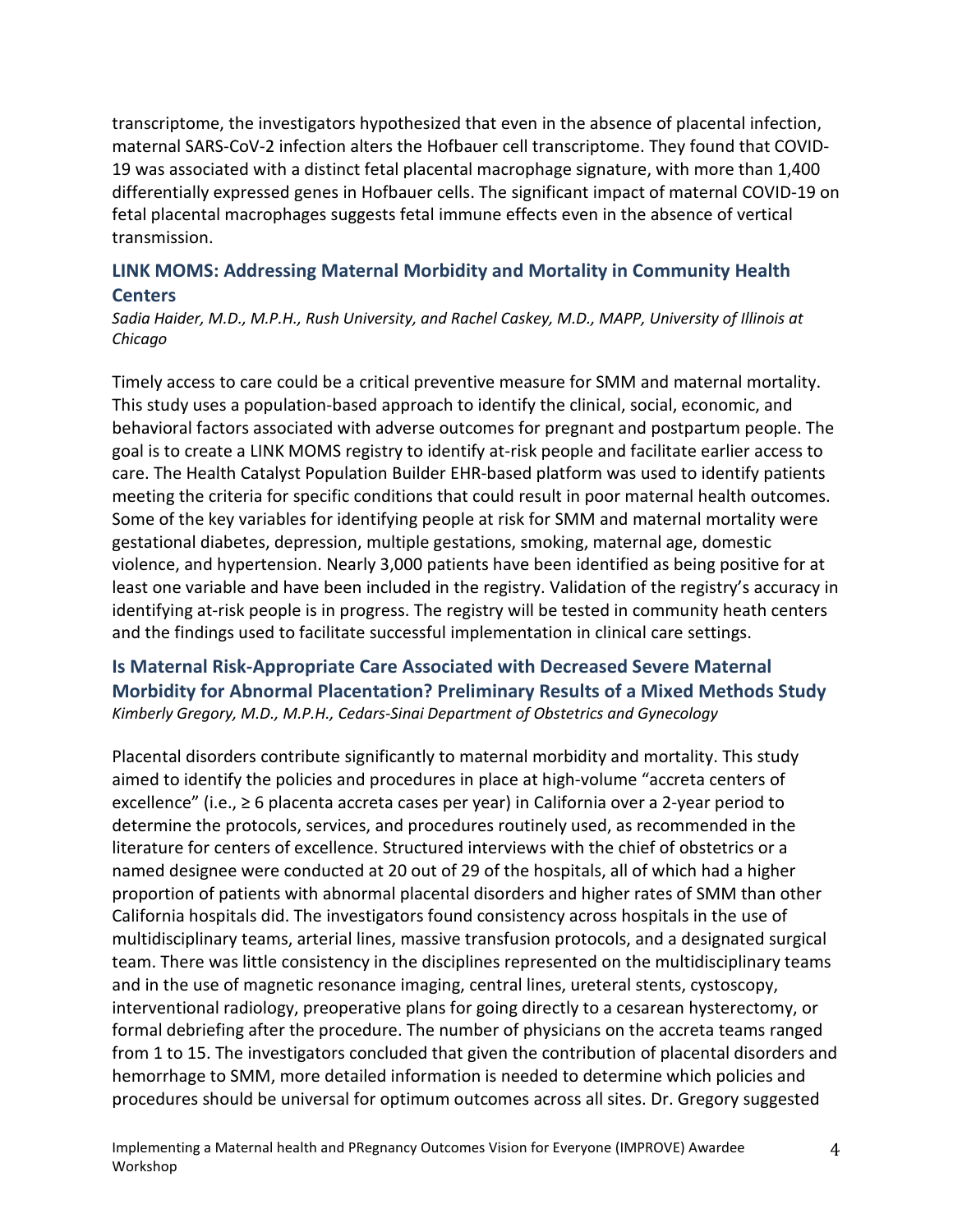transcriptome, the investigators hypothesized that even in the absence of placental infection, maternal SARS-CoV-2 infection alters the Hofbauer cell transcriptome. They found that COVID-19 was associated with a distinct fetal placental macrophage signature, with more than 1,400 differentially expressed genes in Hofbauer cells. The significant impact of maternal COVID-19 on fetal placental macrophages suggests fetal immune effects even in the absence of vertical transmission.

### LINK MOMS: Addressing Maternal Morbidity and Mortality in Community Health Centers

*Sadia Haider, M.D., M.P.H., Rush University, and Rachel Caskey, M.D., MAPP, University of Illinois at Chicago*

Timely access to care could be a critical preventive measure for SMM and maternal mortality. This study uses a population-based approach to identify the clinical, social, economic, and behavioral factors associated with adverse outcomes for pregnant and postpartum people. The goal is to create a LINK MOMS registry to identify at-risk people and facilitate earlier access to care. The Health Catalyst Population Builder EHR-based platform was used to identify patients meeting the criteria for specific conditions that could result in poor maternal health outcomes. Some of the key variables for identifying people at risk for SMM and maternal mortality were gestational diabetes, depression, multiple gestations, smoking, maternal age, domestic violence, and hypertension. Nearly 3,000 patients have been identified as being positive for at least one variable and have been included in the registry. Validation of the registry's accuracy in identifying at-risk people is in progress. The registry will be tested in community heath centers and the findings used to facilitate successful implementation in clinical care settings.

### Is Maternal Risk-Appropriate Care Associated with Decreased Severe Maternal Morbidity for Abnormal Placentation? Preliminary Results of a Mixed Methods Study

*Kimberly Gregory, M.D., M.P.H., Cedars-Sinai Department of Obstetrics and Gynecology*

Placental disorders contribute significantly to maternal morbidity and mortality. This study aimed to identify the policies and procedures in place at high-volume "accreta centers of excellence" (i.e., ≥ 6 placenta accreta cases per year) in California over a 2-year period to determine the protocols, services, and procedures routinely used, as recommended in the literature for centers of excellence. Structured interviews with the chief of obstetrics or a named designee were conducted at 20 out of 29 of the hospitals, all of which had a higher proportion of patients with abnormal placental disorders and higher rates of SMM than other California hospitals did. The investigators found consistency across hospitals in the use of multidisciplinary teams, arterial lines, massive transfusion protocols, and a designated surgical team. There was little consistency in the disciplines represented on the multidisciplinary teams and in the use of magnetic resonance imaging, central lines, ureteral stents, cystoscopy, interventional radiology, preoperative plans for going directly to a cesarean hysterectomy, or formal debriefing after the procedure. The number of physicians on the accreta teams ranged from 1 to 15. The investigators concluded that given the contribution of placental disorders and hemorrhage to SMM, more detailed information is needed to determine which policies and procedures should be universal for optimum outcomes across all sites. Dr. Gregory suggested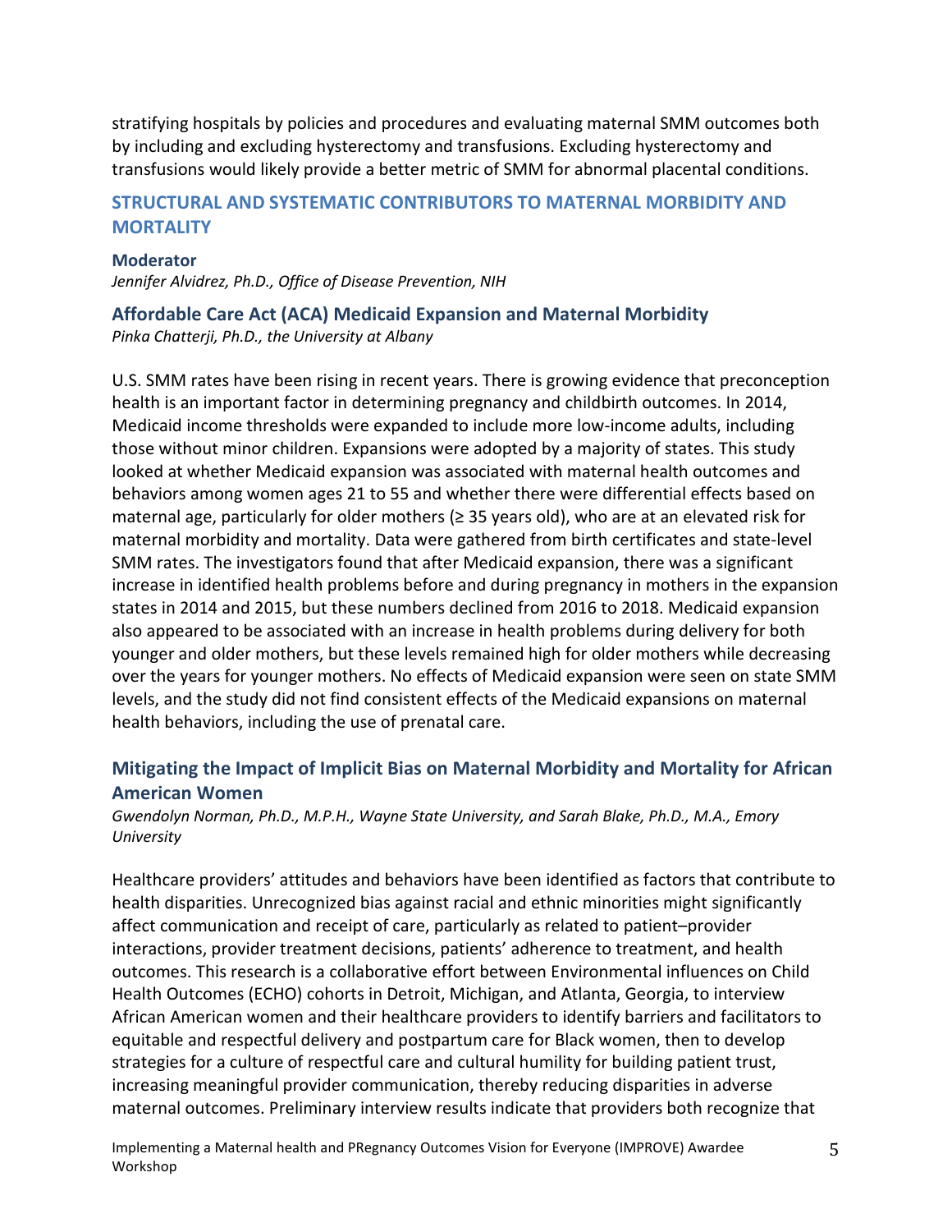stratifying hospitals by policies and procedures and evaluating maternal SMM outcomes both by including and excluding hysterectomy and transfusions. Excluding hysterectomy and transfusions would likely provide a better metric of SMM for abnormal placental conditions.

## STRUCTURAL AND SYSTEMATIC CONTRIBUTORS TO MATERNAL MORBIDITY AND MORTALITY

**Moderator**

*Jennifer Alvidrez, Ph.D., Office of Disease Prevention, NIH*

### Affordable Care Act (ACA) Medicaid Expansion and Maternal Morbidity

*Pinka Chatterji, Ph.D., the University at Albany*

U.S. SMM rates have been rising in recent years. There is growing evidence that preconception health is an important factor in determining pregnancy and childbirth outcomes. In 2014, Medicaid income thresholds were expanded to include more low-income adults, including those without minor children. Expansions were adopted by a majority of states. This study looked at whether Medicaid expansion was associated with maternal health outcomes and behaviors among women ages 21 to 55 and whether there were differential effects based on maternal age, particularly for older mothers (≥ 35 years old), who are at an elevated risk for maternal morbidity and mortality. Data were gathered from birth certificates and state-level SMM rates. The investigators found that after Medicaid expansion, there was a significant increase in identified health problems before and during pregnancy in mothers in the expansion states in 2014 and 2015, but these numbers declined from 2016 to 2018. Medicaid expansion also appeared to be associated with an increase in health problems during delivery for both younger and older mothers, but these levels remained high for older mothers while decreasing over the years for younger mothers. No effects of Medicaid expansion were seen on state SMM levels, and the study did not find consistent effects of the Medicaid expansions on maternal health behaviors, including the use of prenatal care.

### Mitigating the Impact of Implicit Bias on Maternal Morbidity and Mortality for African American Women

*Gwendolyn Norman, Ph.D., M.P.H., Wayne State University, and Sarah Blake, Ph.D., M.A., Emory University*

Healthcare providers' attitudes and behaviors have been identified as factors that contribute to health disparities. Unrecognized bias against racial and ethnic minorities might significantly affect communication and receipt of care, particularly as related to patient–provider interactions, provider treatment decisions, patients' adherence to treatment, and health outcomes. This research is a collaborative effort between Environmental influences on Child Health Outcomes (ECHO) cohorts in Detroit, Michigan, and Atlanta, Georgia, to interview African American women and their healthcare providers to identify barriers and facilitators to equitable and respectful delivery and postpartum care for Black women, then to develop strategies for a culture of respectful care and cultural humility for building patient trust, increasing meaningful provider communication, thereby reducing disparities in adverse maternal outcomes. Preliminary interview results indicate that providers both recognize that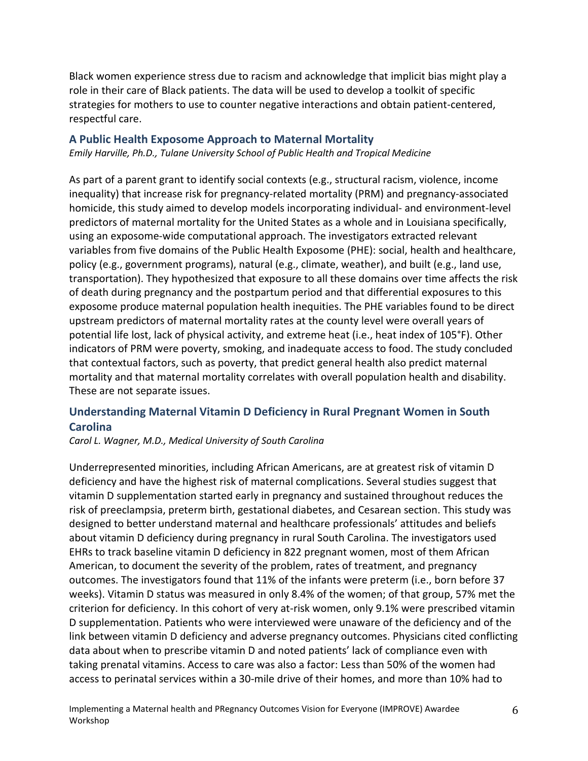Black women experience stress due to racism and acknowledge that implicit bias might play a role in their care of Black patients. The data will be used to develop a toolkit of specific strategies for mothers to use to counter negative interactions and obtain patient-centered, respectful care.

### A Public Health Exposome Approach to Maternal Mortality

*Emily Harville, Ph.D., Tulane University School of Public Health and Tropical Medicine*

As part of a parent grant to identify social contexts (e.g., structural racism, violence, income inequality) that increase risk for pregnancy-related mortality (PRM) and pregnancy-associated homicide, this study aimed to develop models incorporating individual- and environment-level predictors of maternal mortality for the United States as a whole and in Louisiana specifically, using an exposome-wide computational approach. The investigators extracted relevant variables from five domains of the Public Health Exposome (PHE): social, health and healthcare, policy (e.g., government programs), natural (e.g., climate, weather), and built (e.g., land use, transportation). They hypothesized that exposure to all these domains over time affects the risk of death during pregnancy and the postpartum period and that differential exposures to this exposome produce maternal population health inequities. The PHE variables found to be direct upstream predictors of maternal mortality rates at the county level were overall years of potential life lost, lack of physical activity, and extreme heat (i.e., heat index of 105°F). Other indicators of PRM were poverty, smoking, and inadequate access to food. The study concluded that contextual factors, such as poverty, that predict general health also predict maternal mortality and that maternal mortality correlates with overall population health and disability. These are not separate issues.

### Understanding Maternal Vitamin D Deficiency in Rural Pregnant Women in South Carolina

*Carol L. Wagner, M.D., Medical University of South Carolina*

Underrepresented minorities, including African Americans, are at greatest risk of vitamin D deficiency and have the highest risk of maternal complications. Several studies suggest that vitamin D supplementation started early in pregnancy and sustained throughout reduces the risk of preeclampsia, preterm birth, gestational diabetes, and Cesarean section. This study was designed to better understand maternal and healthcare professionals' attitudes and beliefs about vitamin D deficiency during pregnancy in rural South Carolina. The investigators used EHRs to track baseline vitamin D deficiency in 822 pregnant women, most of them African American, to document the severity of the problem, rates of treatment, and pregnancy outcomes. The investigators found that 11% of the infants were preterm (i.e., born before 37 weeks). Vitamin D status was measured in only 8.4% of the women; of that group, 57% met the criterion for deficiency. In this cohort of very at-risk women, only 9.1% were prescribed vitamin D supplementation. Patients who were interviewed were unaware of the deficiency and of the link between vitamin D deficiency and adverse pregnancy outcomes. Physicians cited conflicting data about when to prescribe vitamin D and noted patients' lack of compliance even with taking prenatal vitamins. Access to care was also a factor: Less than 50% of the women had access to perinatal services within a 30-mile drive of their homes, and more than 10% had to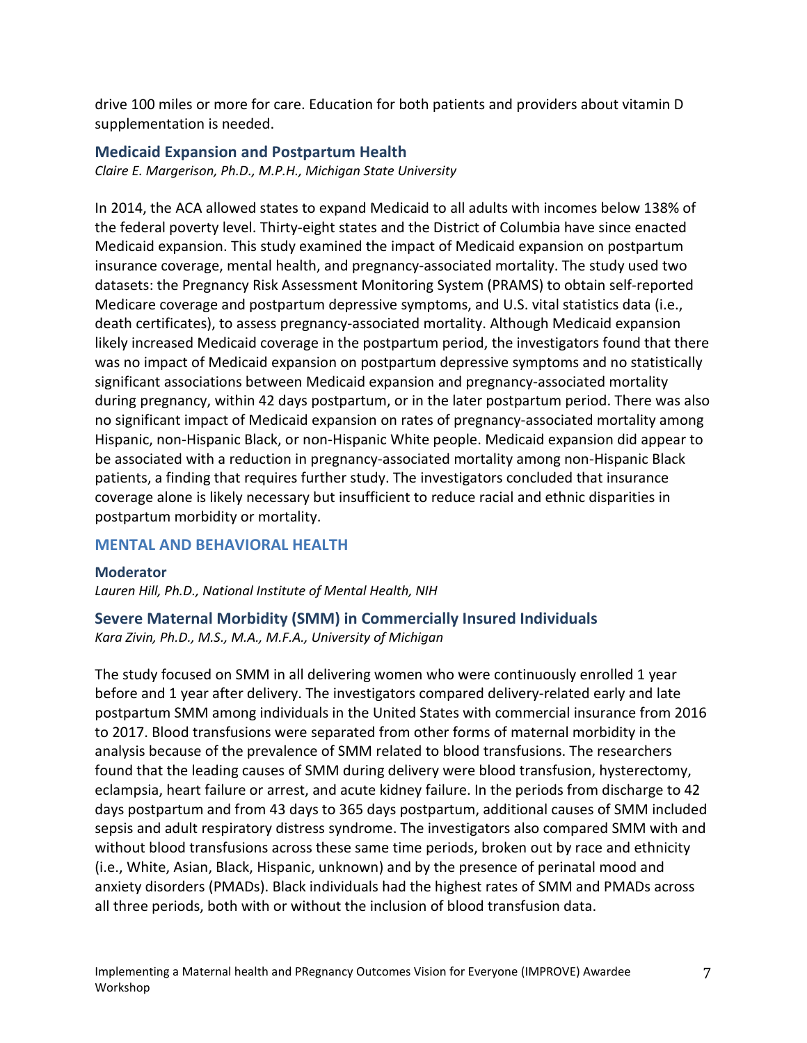drive 100 miles or more for care. Education for both patients and providers about vitamin D supplementation is needed.

### Medicaid Expansion and Postpartum Health

*Claire E. Margerison, Ph.D., M.P.H., Michigan State University*

In 2014, the ACA allowed states to expand Medicaid to all adults with incomes below 138% of the federal poverty level. Thirty-eight states and the District of Columbia have since enacted Medicaid expansion. This study examined the impact of Medicaid expansion on postpartum insurance coverage, mental health, and pregnancy-associated mortality. The study used two datasets: the Pregnancy Risk Assessment Monitoring System (PRAMS) to obtain self-reported Medicare coverage and postpartum depressive symptoms, and U.S. vital statistics data (i.e., death certificates), to assess pregnancy-associated mortality. Although Medicaid expansion likely increased Medicaid coverage in the postpartum period, the investigators found that there was no impact of Medicaid expansion on postpartum depressive symptoms and no statistically significant associations between Medicaid expansion and pregnancy-associated mortality during pregnancy, within 42 days postpartum, or in the later postpartum period. There was also no significant impact of Medicaid expansion on rates of pregnancy-associated mortality among Hispanic, non-Hispanic Black, or non-Hispanic White people. Medicaid expansion did appear to be associated with a reduction in pregnancy-associated mortality among non-Hispanic Black patients, a finding that requires further study. The investigators concluded that insurance coverage alone is likely necessary but insufficient to reduce racial and ethnic disparities in postpartum morbidity or mortality.

## MENTAL AND BEHAVIORAL HEALTH

**Moderator**

*Lauren Hill, Ph.D., National Institute of Mental Health, NIH*

### Severe Maternal Morbidity (SMM) in Commercially Insured Individuals

*Kara Zivin, Ph.D., M.S., M.A., M.F.A., University of Michigan*

The study focused on SMM in all delivering women who were continuously enrolled 1 year before and 1 year after delivery. The investigators compared delivery-related early and late postpartum SMM among individuals in the United States with commercial insurance from 2016 to 2017. Blood transfusions were separated from other forms of maternal morbidity in the analysis because of the prevalence of SMM related to blood transfusions. The researchers found that the leading causes of SMM during delivery were blood transfusion, hysterectomy, eclampsia, heart failure or arrest, and acute kidney failure. In the periods from discharge to 42 days postpartum and from 43 days to 365 days postpartum, additional causes of SMM included sepsis and adult respiratory distress syndrome. The investigators also compared SMM with and without blood transfusions across these same time periods, broken out by race and ethnicity (i.e., White, Asian, Black, Hispanic, unknown) and by the presence of perinatal mood and anxiety disorders (PMADs). Black individuals had the highest rates of SMM and PMADs across all three periods, both with or without the inclusion of blood transfusion data.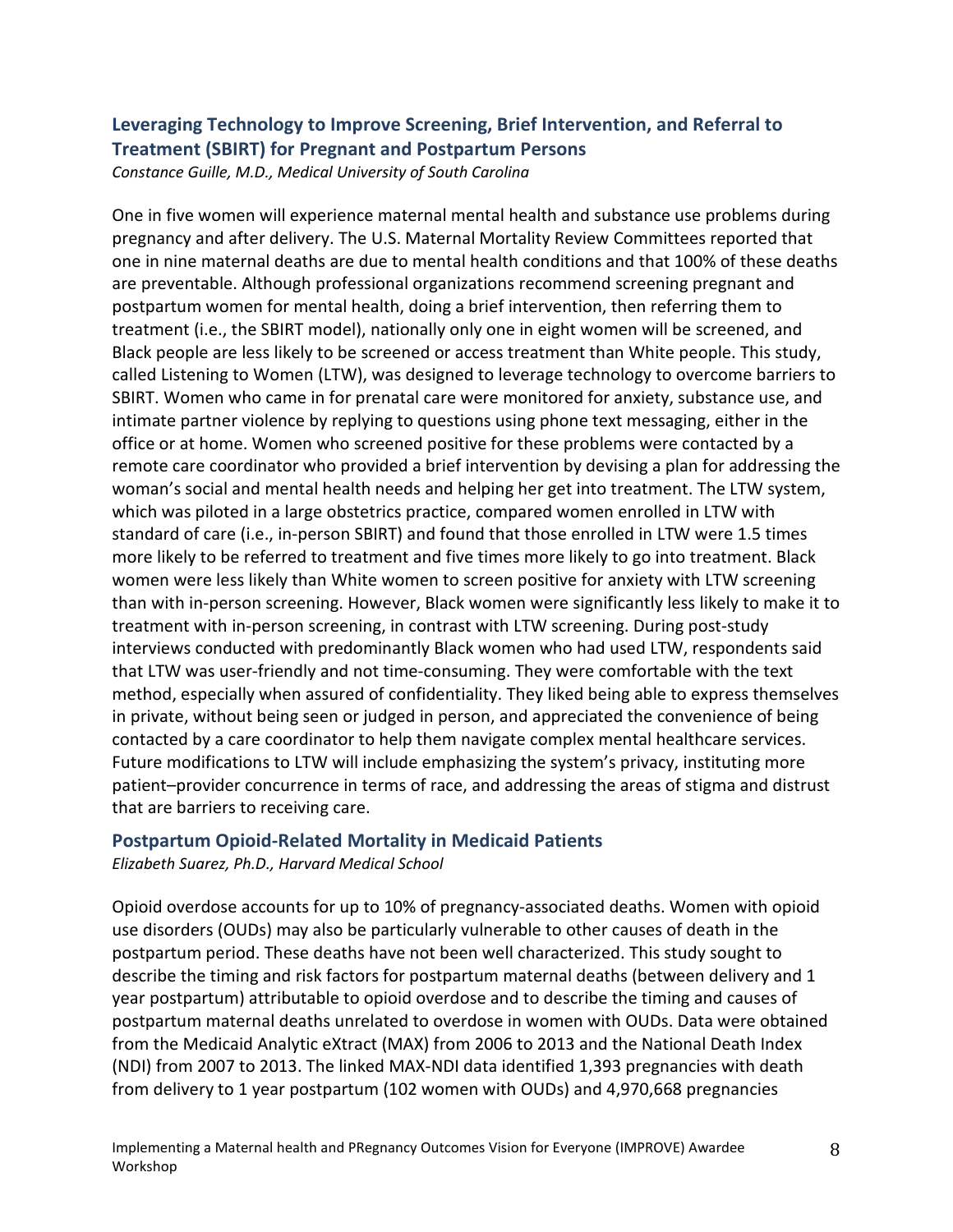### Leveraging Technology to Improve Screening, Brief Intervention, and Referral to Treatment (SBIRT) for Pregnant and Postpartum Persons

*Constance Guille, M.D., Medical University of South Carolina*

One in five women will experience maternal mental health and substance use problems during pregnancy and after delivery. The U.S. Maternal Mortality Review Committees reported that one in nine maternal deaths are due to mental health conditions and that 100% of these deaths are preventable. Although professional organizations recommend screening pregnant and postpartum women for mental health, doing a brief intervention, then referring them to treatment (i.e., the SBIRT model), nationally only one in eight women will be screened, and Black people are less likely to be screened or access treatment than White people. This study, called Listening to Women (LTW), was designed to leverage technology to overcome barriers to SBIRT. Women who came in for prenatal care were monitored for anxiety, substance use, and intimate partner violence by replying to questions using phone text messaging, either in the office or at home. Women who screened positive for these problems were contacted by a remote care coordinator who provided a brief intervention by devising a plan for addressing the woman's social and mental health needs and helping her get into treatment. The LTW system, which was piloted in a large obstetrics practice, compared women enrolled in LTW with standard of care (i.e., in-person SBIRT) and found that those enrolled in LTW were 1.5 times more likely to be referred to treatment and five times more likely to go into treatment. Black women were less likely than White women to screen positive for anxiety with LTW screening than with in-person screening. However, Black women were significantly less likely to make it to treatment with in-person screening, in contrast with LTW screening. During post-study interviews conducted with predominantly Black women who had used LTW, respondents said that LTW was user-friendly and not time-consuming. They were comfortable with the text method, especially when assured of confidentiality. They liked being able to express themselves in private, without being seen or judged in person, and appreciated the convenience of being contacted by a care coordinator to help them navigate complex mental healthcare services. Future modifications to LTW will include emphasizing the system's privacy, instituting more patient–provider concurrence in terms of race, and addressing the areas of stigma and distrust that are barriers to receiving care.

### Postpartum Opioid-Related Mortality in Medicaid Patients

*Elizabeth Suarez, Ph.D., Harvard Medical School*

Opioid overdose accounts for up to 10% of pregnancy-associated deaths. Women with opioid use disorders (OUDs) may also be particularly vulnerable to other causes of death in the postpartum period. These deaths have not been well characterized. This study sought to describe the timing and risk factors for postpartum maternal deaths (between delivery and 1 year postpartum) attributable to opioid overdose and to describe the timing and causes of postpartum maternal deaths unrelated to overdose in women with OUDs. Data were obtained from the Medicaid Analytic eXtract (MAX) from 2006 to 2013 and the National Death Index (NDI) from 2007 to 2013. The linked MAX-NDI data identified 1,393 pregnancies with death from delivery to 1 year postpartum (102 women with OUDs) and 4,970,668 pregnancies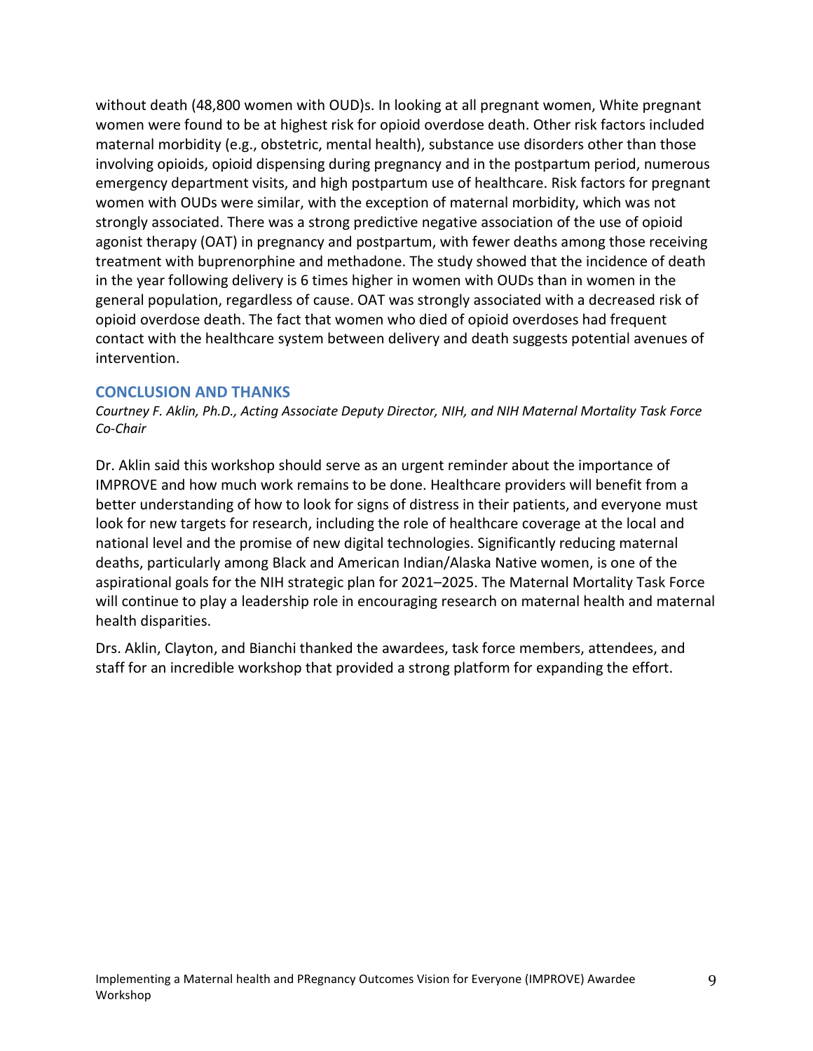without death (48,800 women with OUD)s. In looking at all pregnant women, White pregnant women were found to be at highest risk for opioid overdose death. Other risk factors included maternal morbidity (e.g., obstetric, mental health), substance use disorders other than those involving opioids, opioid dispensing during pregnancy and in the postpartum period, numerous emergency department visits, and high postpartum use of healthcare. Risk factors for pregnant women with OUDs were similar, with the exception of maternal morbidity, which was not strongly associated. There was a strong predictive negative association of the use of opioid agonist therapy (OAT) in pregnancy and postpartum, with fewer deaths among those receiving treatment with buprenorphine and methadone. The study showed that the incidence of death in the year following delivery is 6 times higher in women with OUDs than in women in the general population, regardless of cause. OAT was strongly associated with a decreased risk of opioid overdose death. The fact that women who died of opioid overdoses had frequent contact with the healthcare system between delivery and death suggests potential avenues of intervention.

## CONCLUSION AND THANKS

*Courtney F. Aklin, Ph.D., Acting Associate Deputy Director, NIH, and NIH Maternal Mortality Task Force Co-Chair*

Dr. Aklin said this workshop should serve as an urgent reminder about the importance of IMPROVE and how much work remains to be done. Healthcare providers will benefit from a better understanding of how to look for signs of distress in their patients, and everyone must look for new targets for research, including the role of healthcare coverage at the local and national level and the promise of new digital technologies. Significantly reducing maternal deaths, particularly among Black and American Indian/Alaska Native women, is one of the aspirational goals for the NIH strategic plan for 2021–2025. The Maternal Mortality Task Force will continue to play a leadership role in encouraging research on maternal health and maternal health disparities.

Drs. Aklin, Clayton, and Bianchi thanked the awardees, task force members, attendees, and staff for an incredible workshop that provided a strong platform for expanding the effort.